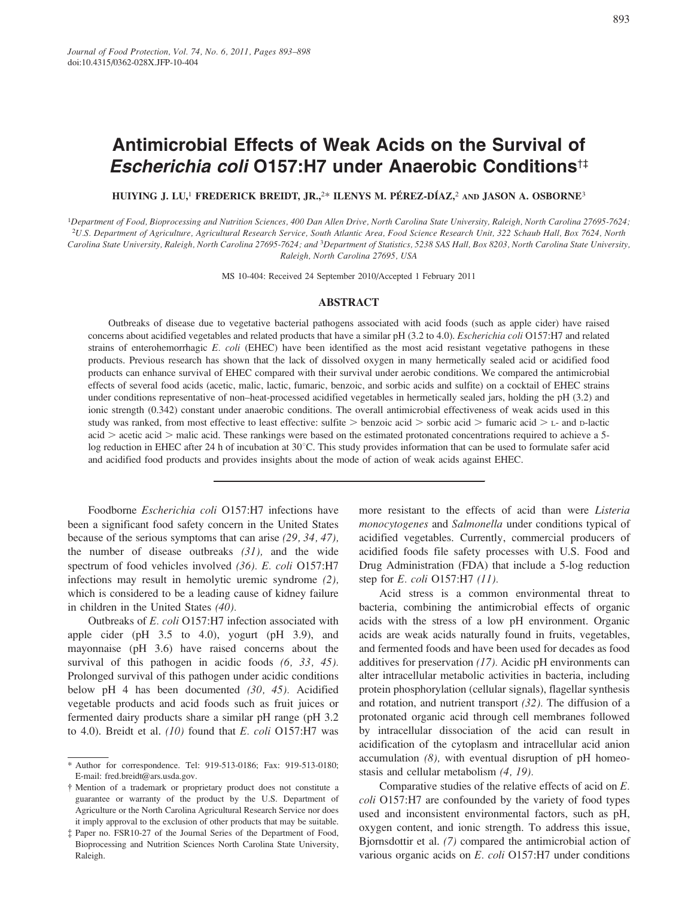# Antimicrobial Effects of Weak Acids on the Survival of *Escherichia coli* O157:H7 under Anaerobic Conditions†‡

HUIYING J. LU,[1] FREDERICK BREIDT, JR.,[2*] ILENYS M. PÉREZ-DÍAZ,[2] AND JASON A. OSBORNE[3]

[1]Department of Food, Bioprocessing and Nutrition Sciences, 400 Dan Allen Drive, North Carolina State University, Raleigh, North Carolina 27695-7624; [2]U.S. Department of Agriculture, Agricultural Research Service, South Atlantic Area, Food Science Research Unit, 322 Schaub Hall, Box 7624, North Carolina State University, Raleigh, North Carolina 27695-7624; and [3]Department of Statistics, 5238 SAS Hall, Box 8203, North Carolina State University, Raleigh, North Carolina 27695, USA

MS 10-404: Received 24 September 2010/Accepted 1 February 2011

## ABSTRACT

Outbreaks of disease due to vegetative bacterial pathogens associated with acid foods (such as apple cider) have raised concerns about acidified vegetables and related products that have a similar pH (3.2 to 4.0). *Escherichia coli* O157:H7 and related strains of enterohemorrhagic *E. coli* (EHEC) have been identified as the most acid resistant vegetative pathogens in these products. Previous research has shown that the lack of dissolved oxygen in many hermetically sealed acid or acidified food products can enhance survival of EHEC compared with their survival under aerobic conditions. We compared the antimicrobial effects of several food acids (acetic, malic, lactic, fumaric, benzoic, and sorbic acids and sulfite) on a cocktail of EHEC strains under conditions representative of non–heat-processed acidified vegetables in hermetically sealed jars, holding the pH (3.2) and ionic strength (0.342) constant under anaerobic conditions. The overall antimicrobial effectiveness of weak acids used in this study was ranked, from most effective to least effective: sulfite > benzoic acid > sorbic acid > fumaric acid > L- and D-lactic acid > acetic acid > malic acid. These rankings were based on the estimated protonated concentrations required to achieve a 5-log reduction in EHEC after 24 h of incubation at 30°C. This study provides information that can be used to formulate safer acid and acidified food products and provides insights about the mode of action of weak acids against EHEC.

---

Foodborne *Escherichia coli* O157:H7 infections have been a significant food safety concern in the United States because of the serious symptoms that can arise *(29, 34, 47),* the number of disease outbreaks *(31),* and the wide spectrum of food vehicles involved *(36). E. coli* O157:H7 infections may result in hemolytic uremic syndrome *(2),* which is considered to be a leading cause of kidney failure in children in the United States *(40).*

Outbreaks of *E. coli* O157:H7 infection associated with apple cider (pH 3.5 to 4.0), yogurt (pH 3.9), and mayonnaise (pH 3.6) have raised concerns about the survival of this pathogen in acidic foods *(6, 33, 45).* Prolonged survival of this pathogen under acidic conditions below pH 4 has been documented *(30, 45).* Acidified vegetable products and acid foods such as fruit juices or fermented dairy products share a similar pH range (pH 3.2 to 4.0). Breidt et al. *(10)* found that *E. coli* O157:H7 was more resistant to the effects of acid than were *Listeria monocytogenes* and *Salmonella* under conditions typical of acidified vegetables. Currently, commercial producers of acidified foods file safety processes with U.S. Food and Drug Administration (FDA) that include a 5-log reduction step for *E. coli* O157:H7 *(11).*

Acid stress is a common environmental threat to bacteria, combining the antimicrobial effects of organic acids with the stress of a low pH environment. Organic acids are weak acids naturally found in fruits, vegetables, and fermented foods and have been used for decades as food additives for preservation *(17).* Acidic pH environments can alter intracellular metabolic activities in bacteria, including protein phosphorylation (cellular signals), flagellar synthesis and rotation, and nutrient transport *(32).* The diffusion of a protonated organic acid through cell membranes followed by intracellular dissociation of the acid can result in acidification of the cytoplasm and intracellular acid anion accumulation *(8),* with eventual disruption of pH homeostasis and cellular metabolism *(4, 19).*

Comparative studies of the relative effects of acid on *E. coli* O157:H7 are confounded by the variety of food types used and inconsistent environmental factors, such as pH, oxygen content, and ionic strength. To address this issue, Bjornsdottir et al. *(7)* compared the antimicrobial action of various organic acids on *E. coli* O157:H7 under conditions

---

\* Author for correspondence. Tel: 919-513-0186; Fax: 919-513-0180; E-mail: fred.breidt@ars.usda.gov.

† Mention of a trademark or proprietary product does not constitute a guarantee or warranty of the product by the U.S. Department of Agriculture or the North Carolina Agricultural Research Service nor does it imply approval to the exclusion of other products that may be suitable.

‡ Paper no. FSR10-27 of the Journal Series of the Department of Food, Bioprocessing and Nutrition Sciences North Carolina State University, Raleigh.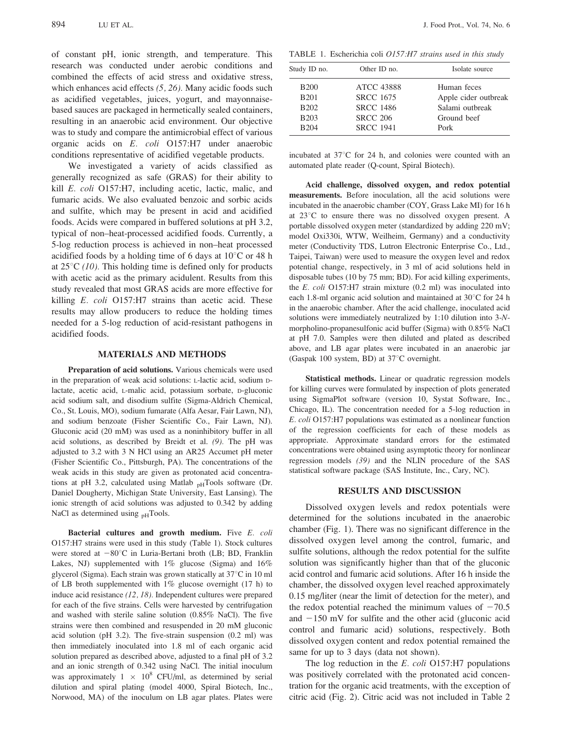of constant pH, ionic strength, and temperature. This research was conducted under aerobic conditions and combined the effects of acid stress and oxidative stress, which enhances acid effects *(5, 26).* Many acidic foods such as acidified vegetables, juices, yogurt, and mayonnaise-based sauces are packaged in hermetically sealed containers, resulting in an anaerobic acid environment. Our objective was to study and compare the antimicrobial effect of various organic acids on *E. coli* O157:H7 under anaerobic conditions representative of acidified vegetable products.

We investigated a variety of acids classified as generally recognized as safe (GRAS) for their ability to kill *E. coli* O157:H7, including acetic, lactic, malic, and fumaric acids. We also evaluated benzoic and sorbic acids and sulfite, which may be present in acid and acidified foods. Acids were compared in buffered solutions at pH 3.2, typical of non–heat-processed acidified foods. Currently, a 5-log reduction process is achieved in non–heat processed acidified foods by a holding time of 6 days at 10°C or 48 h at 25°C *(10).* This holding time is defined only for products with acetic acid as the primary acidulent. Results from this study revealed that most GRAS acids are more effective for killing *E. coli* O157:H7 strains than acetic acid. These results may allow producers to reduce the holding times needed for a 5-log reduction of acid-resistant pathogens in acidified foods.

## MATERIALS AND METHODS

**Preparation of acid solutions.** Various chemicals were used in the preparation of weak acid solutions: L-lactic acid, sodium D-lactate, acetic acid, L-malic acid, potassium sorbate, D-gluconic acid sodium salt, and disodium sulfite (Sigma-Aldrich Chemical, Co., St. Louis, MO), sodium fumarate (Alfa Aesar, Fair Lawn, NJ), and sodium benzoate (Fisher Scientific Co., Fair Lawn, NJ). Gluconic acid (20 mM) was used as a noninhibitory buffer in all acid solutions, as described by Breidt et al. *(9).* The pH was adjusted to 3.2 with 3 N HCl using an AR25 Accumet pH meter (Fisher Scientific Co., Pittsburgh, PA). The concentrations of the weak acids in this study are given as protonated acid concentrations at pH 3.2, calculated using Matlab $_{pH}$Tools software (Dr. Daniel Dougherty, Michigan State University, East Lansing). The ionic strength of acid solutions was adjusted to 0.342 by adding NaCl as determined using $_{pH}$Tools.

**Bacterial cultures and growth medium.** Five *E. coli* O157:H7 strains were used in this study (Table 1). Stock cultures were stored at −80°C in Luria-Bertani broth (LB; BD, Franklin Lakes, NJ) supplemented with 1% glucose (Sigma) and 16% glycerol (Sigma). Each strain was grown statically at 37°C in 10 ml of LB broth supplemented with 1% glucose overnight (17 h) to induce acid resistance *(12, 18).* Independent cultures were prepared for each of the five strains. Cells were harvested by centrifugation and washed with sterile saline solution (0.85% NaCl). The five strains were then combined and resuspended in 20 mM gluconic acid solution (pH 3.2). The five-strain suspension (0.2 ml) was then immediately inoculated into 1.8 ml of each organic acid solution prepared as described above, adjusted to a final pH of 3.2 and an ionic strength of 0.342 using NaCl. The initial inoculum was approximately $1 \times 10^8$ CFU/ml, as determined by serial dilution and spiral plating (model 4000, Spiral Biotech, Inc., Norwood, MA) of the inoculum on LB agar plates. Plates were incubated at 37°C for 24 h, and colonies were counted with an automated plate reader (Q-count, Spiral Biotech).

TABLE 1. Escherichia coli *O157:H7 strains used in this study*

| Study ID no. | Other ID no. | Isolate source |
|---|---|---|
| B200 | ATCC 43888 | Human feces |
| B201 | SRCC 1675 | Apple cider outbreak |
| B202 | SRCC 1486 | Salami outbreak |
| B203 | SRCC 206 | Ground beef |
| B204 | SRCC 1941 | Pork |

**Acid challenge, dissolved oxygen, and redox potential measurements.** Before inoculation, all the acid solutions were incubated in the anaerobic chamber (COY, Grass Lake MI) for 16 h at 23°C to ensure there was no dissolved oxygen present. A portable dissolved oxygen meter (standardized by adding 220 mV; model Oxi330i, WTW, Weilheim, Germany) and a conductivity meter (Conductivity TDS, Lutron Electronic Enterprise Co., Ltd., Taipei, Taiwan) were used to measure the oxygen level and redox potential change, respectively, in 3 ml of acid solutions held in disposable tubes (10 by 75 mm; BD). For acid killing experiments, the *E. coli* O157:H7 strain mixture (0.2 ml) was inoculated into each 1.8-ml organic acid solution and maintained at 30°C for 24 h in the anaerobic chamber. After the acid challenge, inoculated acid solutions were immediately neutralized by 1:10 dilution into 3-*N*-morpholino-propanesulfonic acid buffer (Sigma) with 0.85% NaCl at pH 7.0. Samples were then diluted and plated as described above, and LB agar plates were incubated in an anaerobic jar (Gaspak 100 system, BD) at 37°C overnight.

**Statistical methods.** Linear or quadratic regression models for killing curves were formulated by inspection of plots generated using SigmaPlot software (version 10, Systat Software, Inc., Chicago, IL). The concentration needed for a 5-log reduction in *E. coli* O157:H7 populations was estimated as a nonlinear function of the regression coefficients for each of these models as appropriate. Approximate standard errors for the estimated concentrations were obtained using asymptotic theory for nonlinear regression models *(39)* and the NLIN procedure of the SAS statistical software package (SAS Institute, Inc., Cary, NC).

## RESULTS AND DISCUSSION

Dissolved oxygen levels and redox potentials were determined for the solutions incubated in the anaerobic chamber (Fig. 1). There was no significant difference in the dissolved oxygen level among the control, fumaric, and sulfite solutions, although the redox potential for the sulfite solution was significantly higher than that of the gluconic acid control and fumaric acid solutions. After 16 h inside the chamber, the dissolved oxygen level reached approximately 0.15 mg/liter (near the limit of detection for the meter), and the redox potential reached the minimum values of −70.5 and −150 mV for sulfite and the other acid (gluconic acid control and fumaric acid) solutions, respectively. Both dissolved oxygen content and redox potential remained the same for up to 3 days (data not shown).

The log reduction in the *E. coli* O157:H7 populations was positively correlated with the protonated acid concentration for the organic acid treatments, with the exception of citric acid (Fig. 2). Citric acid was not included in Table 2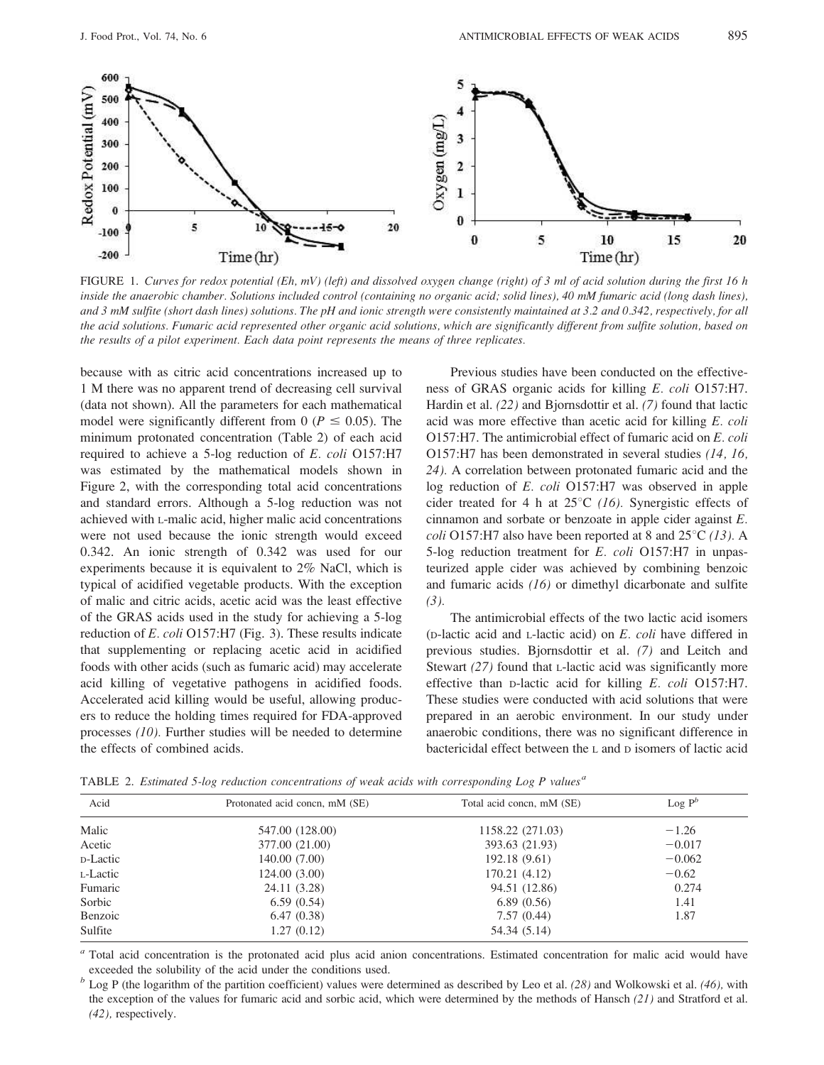FIGURE 1. *Curves for redox potential (Eh, mV) (left) and dissolved oxygen change (right) of 3 ml of acid solution during the first 16 h inside the anaerobic chamber. Solutions included control (containing no organic acid; solid lines), 40 mM fumaric acid (long dash lines), and 3 mM sulfite (short dash lines) solutions. The pH and ionic strength were consistently maintained at 3.2 and 0.342, respectively, for all the acid solutions. Fumaric acid represented other organic acid solutions, which are significantly different from sulfite solution, based on the results of a pilot experiment. Each data point represents the means of three replicates.*

because with as citric acid concentrations increased up to 1 M there was no apparent trend of decreasing cell survival (data not shown). All the parameters for each mathematical model were significantly different from 0 ($P \leq 0.05$). The minimum protonated concentration (Table 2) of each acid required to achieve a 5-log reduction of *E. coli* O157:H7 was estimated by the mathematical models shown in Figure 2, with the corresponding total acid concentrations and standard errors. Although a 5-log reduction was not achieved with L-malic acid, higher malic acid concentrations were not used because the ionic strength would exceed 0.342. An ionic strength of 0.342 was used for our experiments because it is equivalent to 2% NaCl, which is typical of acidified vegetable products. With the exception of malic and citric acids, acetic acid was the least effective of the GRAS acids used in the study for achieving a 5-log reduction of *E. coli* O157:H7 (Fig. 3). These results indicate that supplementing or replacing acetic acid in acidified foods with other acids (such as fumaric acid) may accelerate acid killing of vegetative pathogens in acidified foods. Accelerated acid killing would be useful, allowing producers to reduce the holding times required for FDA-approved processes *(10)*. Further studies will be needed to determine the effects of combined acids.

Previous studies have been conducted on the effectiveness of GRAS organic acids for killing *E. coli* O157:H7. Hardin et al. *(22)* and Bjornsdottir et al. *(7)* found that lactic acid was more effective than acetic acid for killing *E. coli* O157:H7. The antimicrobial effect of fumaric acid on *E. coli* O157:H7 has been demonstrated in several studies *(14, 16, 24)*. A correlation between protonated fumaric acid and the log reduction of *E. coli* O157:H7 was observed in apple cider treated for 4 h at 25°C *(16)*. Synergistic effects of cinnamon and sorbate or benzoate in apple cider against *E. coli* O157:H7 also have been reported at 8 and 25°C *(13)*. A 5-log reduction treatment for *E. coli* O157:H7 in unpasteurized apple cider was achieved by combining benzoic and fumaric acids *(16)* or dimethyl dicarbonate and sulfite *(3)*.

The antimicrobial effects of the two lactic acid isomers (D-lactic acid and L-lactic acid) on *E. coli* have differed in previous studies. Bjornsdottir et al. *(7)* and Leitch and Stewart *(27)* found that L-lactic acid was significantly more effective than D-lactic acid for killing *E. coli* O157:H7. These studies were conducted with acid solutions that were prepared in an aerobic environment. In our study under anaerobic conditions, there was no significant difference in bactericidal effect between the L and D isomers of lactic acid

TABLE 2. *Estimated 5-log reduction concentrations of weak acids with corresponding Log P values*[a]

| Acid | Protonated acid concn, mM (SE) | Total acid concn, mM (SE) | Log P[b] |
|---|---|---|---|
| Malic | 547.00 (128.00) | 1158.22 (271.03) | −1.26 |
| Acetic | 377.00 (21.00) | 393.63 (21.93) | −0.017 |
| D-Lactic | 140.00 (7.00) | 192.18 (9.61) | −0.062 |
| L-Lactic | 124.00 (3.00) | 170.21 (4.12) | −0.62 |
| Fumaric | 24.11 (3.28) | 94.51 (12.86) | 0.274 |
| Sorbic | 6.59 (0.54) | 6.89 (0.56) | 1.41 |
| Benzoic | 6.47 (0.38) | 7.57 (0.44) | 1.87 |
| Sulfite | 1.27 (0.12) | 54.34 (5.14) | |

[a] Total acid concentration is the protonated acid plus acid anion concentrations. Estimated concentration for malic acid would have exceeded the solubility of the acid under the conditions used.

[b] Log P (the logarithm of the partition coefficient) values were determined as described by Leo et al. *(28)* and Wolkowski et al. *(46)*, with the exception of the values for fumaric acid and sorbic acid, which were determined by the methods of Hansch *(21)* and Stratford et al. *(42)*, respectively.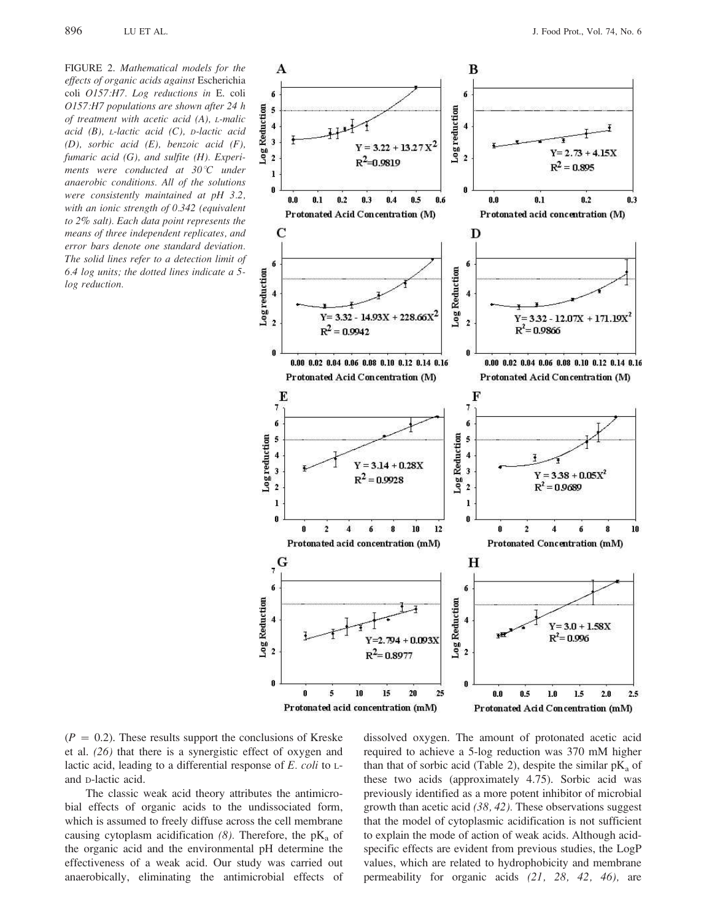FIGURE 2. *Mathematical models for the effects of organic acids against* Escherichia coli *O157:H7. Log reductions in* E. coli *O157:H7 populations are shown after 24 h of treatment with acetic acid (A),* L*-malic acid (B),* L*-lactic acid (C),* D*-lactic acid (D), sorbic acid (E), benzoic acid (F), fumaric acid (G), and sulfite (H). Experiments were conducted at 30°C under anaerobic conditions. All of the solutions were consistently maintained at pH 3.2, with an ionic strength of 0.342 (equivalent to 2% salt). Each data point represents the means of three independent replicates, and error bars denote one standard deviation. The solid lines refer to a detection limit of 6.4 log units; the dotted lines indicate a 5-log reduction.*

($P$ = 0.2). These results support the conclusions of Kreske et al. *(26)* that there is a synergistic effect of oxygen and lactic acid, leading to a differential response of *E. coli* to L- and D-lactic acid.

The classic weak acid theory attributes the antimicrobial effects of organic acids to the undissociated form, which is assumed to freely diffuse across the cell membrane causing cytoplasm acidification *(8)*. Therefore, the $pK_a$ of the organic acid and the environmental pH determine the effectiveness of a weak acid. Our study was carried out anaerobically, eliminating the antimicrobial effects of dissolved oxygen. The amount of protonated acetic acid required to achieve a 5-log reduction was 370 mM higher than that of sorbic acid (Table 2), despite the similar $pK_a$ of these two acids (approximately 4.75). Sorbic acid was previously identified as a more potent inhibitor of microbial growth than acetic acid *(38, 42)*. These observations suggest that the model of cytoplasmic acidification is not sufficient to explain the mode of action of weak acids. Although acid-specific effects are evident from previous studies, the LogP values, which are related to hydrophobicity and membrane permeability for organic acids *(21, 28, 42, 46)*, are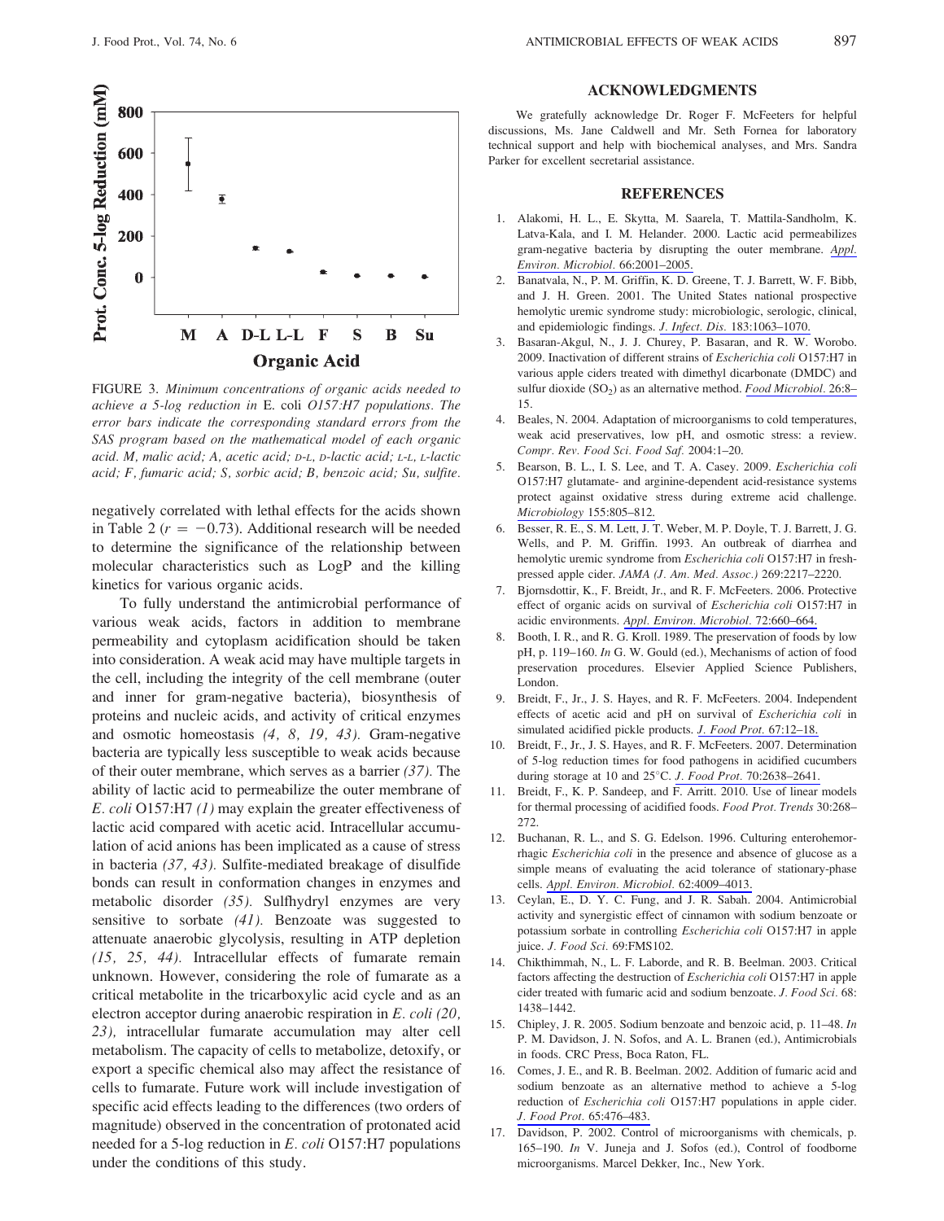FIGURE 3. *Minimum concentrations of organic acids needed to achieve a 5-log reduction in* E. coli *O157:H7 populations. The error bars indicate the corresponding standard errors from the SAS program based on the mathematical model of each organic acid. M, malic acid; A, acetic acid; D-L, D-lactic acid; L-L, L-lactic acid; F, fumaric acid; S, sorbic acid; B, benzoic acid; Su, sulfite.*

negatively correlated with lethal effects for the acids shown in Table 2 ($r = -0.73$). Additional research will be needed to determine the significance of the relationship between molecular characteristics such as LogP and the killing kinetics for various organic acids.

To fully understand the antimicrobial performance of various weak acids, factors in addition to membrane permeability and cytoplasm acidification should be taken into consideration. A weak acid may have multiple targets in the cell, including the integrity of the cell membrane (outer and inner for gram-negative bacteria), biosynthesis of proteins and nucleic acids, and activity of critical enzymes and osmotic homeostasis *(4, 8, 19, 43)*. Gram-negative bacteria are typically less susceptible to weak acids because of their outer membrane, which serves as a barrier *(37)*. The ability of lactic acid to permeabilize the outer membrane of *E. coli* O157:H7 *(1)* may explain the greater effectiveness of lactic acid compared with acetic acid. Intracellular accumulation of acid anions has been implicated as a cause of stress in bacteria *(37, 43)*. Sulfite-mediated breakage of disulfide bonds can result in conformation changes in enzymes and metabolic disorder *(35)*. Sulfhydryl enzymes are very sensitive to sorbate *(41)*. Benzoate was suggested to attenuate anaerobic glycolysis, resulting in ATP depletion *(15, 25, 44)*. Intracellular effects of fumarate remain unknown. However, considering the role of fumarate as a critical metabolite in the tricarboxylic acid cycle and as an electron acceptor during anaerobic respiration in *E. coli (20, 23)*, intracellular fumarate accumulation may alter cell metabolism. The capacity of cells to metabolize, detoxify, or export a specific chemical also may affect the resistance of cells to fumarate. Future work will include investigation of specific acid effects leading to the differences (two orders of magnitude) observed in the concentration of protonated acid needed for a 5-log reduction in *E. coli* O157:H7 populations under the conditions of this study.

## ACKNOWLEDGMENTS

We gratefully acknowledge Dr. Roger F. McFeeters for helpful discussions, Ms. Jane Caldwell and Mr. Seth Fornea for laboratory technical support and help with biochemical analyses, and Mrs. Sandra Parker for excellent secretarial assistance.

## REFERENCES

1. Alakomi, H. L., E. Skytta, M. Saarela, T. Mattila-Sandholm, K. Latva-Kala, and I. M. Helander. 2000. Lactic acid permeabilizes gram-negative bacteria by disrupting the outer membrane. *Appl. Environ. Microbiol.* 66:2001–2005.
2. Banatvala, N., P. M. Griffin, K. D. Greene, T. J. Barrett, W. F. Bibb, and J. H. Green. 2001. The United States national prospective hemolytic uremic syndrome study: microbiologic, serologic, clinical, and epidemiologic findings. *J. Infect. Dis.* 183:1063–1070.
3. Basaran-Akgul, N., J. J. Churey, P. Basaran, and R. W. Worobo. 2009. Inactivation of different strains of *Escherichia coli* O157:H7 in various apple ciders treated with dimethyl dicarbonate (DMDC) and sulfur dioxide ($SO_2$) as an alternative method. *Food Microbiol.* 26:8–15.
4. Beales, N. 2004. Adaptation of microorganisms to cold temperatures, weak acid preservatives, low pH, and osmotic stress: a review. *Compr. Rev. Food Sci. Food Saf.* 2004:1–20.
5. Bearson, B. L., I. S. Lee, and T. A. Casey. 2009. *Escherichia coli* O157:H7 glutamate- and arginine-dependent acid-resistance systems protect against oxidative stress during extreme acid challenge. *Microbiology* 155:805–812.
6. Besser, R. E., S. M. Lett, J. T. Weber, M. P. Doyle, T. J. Barrett, J. G. Wells, and P. M. Griffin. 1993. An outbreak of diarrhea and hemolytic uremic syndrome from *Escherichia coli* O157:H7 in fresh-pressed apple cider. *JAMA (J. Am. Med. Assoc.)* 269:2217–2220.
7. Bjornsdottir, K., F. Breidt, Jr., and R. F. McFeeters. 2006. Protective effect of organic acids on survival of *Escherichia coli* O157:H7 in acidic environments. *Appl. Environ. Microbiol.* 72:660–664.
8. Booth, I. R., and R. G. Kroll. 1989. The preservation of foods by low pH, p. 119–160. *In* G. W. Gould (ed.), Mechanisms of action of food preservation procedures. Elsevier Applied Science Publishers, London.
9. Breidt, F., Jr., J. S. Hayes, and R. F. McFeeters. 2004. Independent effects of acetic acid and pH on survival of *Escherichia coli* in simulated acidified pickle products. *J. Food Prot.* 67:12–18.
10. Breidt, F., Jr., J. S. Hayes, and R. F. McFeeters. 2007. Determination of 5-log reduction times for food pathogens in acidified cucumbers during storage at 10 and 25°C. *J. Food Prot.* 70:2638–2641.
11. Breidt, F., K. P. Sandeep, and F. Arritt. 2010. Use of linear models for thermal processing of acidified foods. *Food Prot. Trends* 30:268–272.
12. Buchanan, R. L., and S. G. Edelson. 1996. Culturing enterohemorrhagic *Escherichia coli* in the presence and absence of glucose as a simple means of evaluating the acid tolerance of stationary-phase cells. *Appl. Environ. Microbiol.* 62:4009–4013.
13. Ceylan, E., D. Y. C. Fung, and J. R. Sabah. 2004. Antimicrobial activity and synergistic effect of cinnamon with sodium benzoate or potassium sorbate in controlling *Escherichia coli* O157:H7 in apple juice. *J. Food Sci.* 69:FMS102.
14. Chikthimmah, N., L. F. Laborde, and R. B. Beelman. 2003. Critical factors affecting the destruction of *Escherichia coli* O157:H7 in apple cider treated with fumaric acid and sodium benzoate. *J. Food Sci.* 68:1438–1442.
15. Chipley, J. R. 2005. Sodium benzoate and benzoic acid, p. 11–48. *In* P. M. Davidson, J. N. Sofos, and A. L. Branen (ed.), Antimicrobials in foods. CRC Press, Boca Raton, FL.
16. Comes, J. E., and R. B. Beelman. 2002. Addition of fumaric acid and sodium benzoate as an alternative method to achieve a 5-log reduction of *Escherichia coli* O157:H7 populations in apple cider. *J. Food Prot.* 65:476–483.
17. Davidson, P. 2002. Control of microorganisms with chemicals, p. 165–190. *In* V. Juneja and J. Sofos (ed.), Control of foodborne microorganisms. Marcel Dekker, Inc., New York.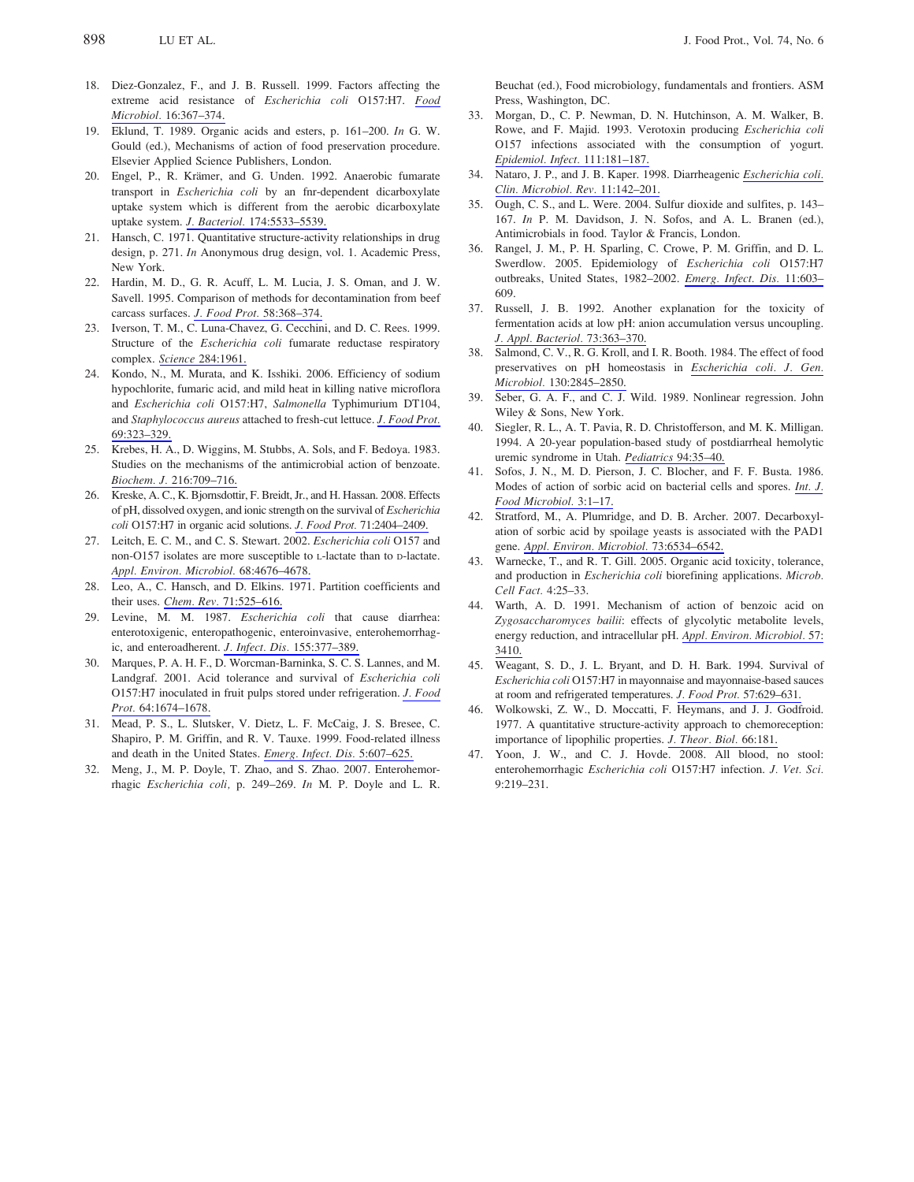18. Diez-Gonzalez, F., and J. B. Russell. 1999. Factors affecting the extreme acid resistance of *Escherichia coli* O157:H7. *Food Microbiol.* 16:367–374.
19. Eklund, T. 1989. Organic acids and esters, p. 161–200. *In* G. W. Gould (ed.), Mechanisms of action of food preservation procedure. Elsevier Applied Science Publishers, London.
20. Engel, P., R. Krämer, and G. Unden. 1992. Anaerobic fumarate transport in *Escherichia coli* by an fnr-dependent dicarboxylate uptake system which is different from the aerobic dicarboxylate uptake system. *J. Bacteriol.* 174:5533–5539.
21. Hansch, C. 1971. Quantitative structure-activity relationships in drug design, p. 271. *In* Anonymous drug design, vol. 1. Academic Press, New York.
22. Hardin, M. D., G. R. Acuff, L. M. Lucia, J. S. Oman, and J. W. Savell. 1995. Comparison of methods for decontamination from beef carcass surfaces. *J. Food Prot.* 58:368–374.
23. Iverson, T. M., C. Luna-Chavez, G. Cecchini, and D. C. Rees. 1999. Structure of the *Escherichia coli* fumarate reductase respiratory complex. *Science* 284:1961.
24. Kondo, N., M. Murata, and K. Isshiki. 2006. Efficiency of sodium hypochlorite, fumaric acid, and mild heat in killing native microflora and *Escherichia coli* O157:H7, *Salmonella* Typhimurium DT104, and *Staphylococcus aureus* attached to fresh-cut lettuce. *J. Food Prot.* 69:323–329.
25. Krebes, H. A., D. Wiggins, M. Stubbs, A. Sols, and F. Bedoya. 1983. Studies on the mechanisms of the antimicrobial action of benzoate. *Biochem. J.* 216:709–716.
26. Kreske, A. C., K. Bjornsdottir, F. Breidt, Jr., and H. Hassan. 2008. Effects of pH, dissolved oxygen, and ionic strength on the survival of *Escherichia coli* O157:H7 in organic acid solutions. *J. Food Prot.* 71:2404–2409.
27. Leitch, E. C. M., and C. S. Stewart. 2002. *Escherichia coli* O157 and non-O157 isolates are more susceptible to L-lactate than to D-lactate. *Appl. Environ. Microbiol.* 68:4676–4678.
28. Leo, A., C. Hansch, and D. Elkins. 1971. Partition coefficients and their uses. *Chem. Rev.* 71:525–616.
29. Levine, M. M. 1987. *Escherichia coli* that cause diarrhea: enterotoxigenic, enteropathogenic, enteroinvasive, enterohemorrhagic, and enteroadherent. *J. Infect. Dis.* 155:377–389.
30. Marques, P. A. H. F., D. Worcman-Barninka, S. C. S. Lannes, and M. Landgraf. 2001. Acid tolerance and survival of *Escherichia coli* O157:H7 inoculated in fruit pulps stored under refrigeration. *J. Food Prot.* 64:1674–1678.
31. Mead, P. S., L. Slutsker, V. Dietz, L. F. McCaig, J. S. Bresee, C. Shapiro, P. M. Griffin, and R. V. Tauxe. 1999. Food-related illness and death in the United States. *Emerg. Infect. Dis.* 5:607–625.
32. Meng, J., M. P. Doyle, T. Zhao, and S. Zhao. 2007. Enterohemorrhagic *Escherichia coli*, p. 249–269. *In* M. P. Doyle and L. R. Beuchat (ed.), Food microbiology, fundamentals and frontiers. ASM Press, Washington, DC.
33. Morgan, D., C. P. Newman, D. N. Hutchinson, A. M. Walker, B. Rowe, and F. Majid. 1993. Verotoxin producing *Escherichia coli* O157 infections associated with the consumption of yogurt. *Epidemiol. Infect.* 111:181–187.
34. Nataro, J. P., and J. B. Kaper. 1998. Diarrheagenic *Escherichia coli*. *Clin. Microbiol. Rev.* 11:142–201.
35. Ough, C. S., and L. Were. 2004. Sulfur dioxide and sulfites, p. 143–167. *In* P. M. Davidson, J. N. Sofos, and A. L. Branen (ed.), Antimicrobials in food. Taylor & Francis, London.
36. Rangel, J. M., P. H. Sparling, C. Crowe, P. M. Griffin, and D. L. Swerdlow. 2005. Epidemiology of *Escherichia coli* O157:H7 outbreaks, United States, 1982–2002. *Emerg. Infect. Dis.* 11:603–609.
37. Russell, J. B. 1992. Another explanation for the toxicity of fermentation acids at low pH: anion accumulation versus uncoupling. *J. Appl. Bacteriol.* 73:363–370.
38. Salmond, C. V., R. G. Kroll, and I. R. Booth. 1984. The effect of food preservatives on pH homeostasis in *Escherichia coli*. *J. Gen. Microbiol.* 130:2845–2850.
39. Seber, G. A. F., and C. J. Wild. 1989. Nonlinear regression. John Wiley & Sons, New York.
40. Siegler, R. L., A. T. Pavia, R. D. Christofferson, and M. K. Milligan. 1994. A 20-year population-based study of postdiarrheal hemolytic uremic syndrome in Utah. *Pediatrics* 94:35–40.
41. Sofos, J. N., M. D. Pierson, J. C. Blocher, and F. F. Busta. 1986. Modes of action of sorbic acid on bacterial cells and spores. *Int. J. Food Microbiol.* 3:1–17.
42. Stratford, M., A. Plumridge, and D. B. Archer. 2007. Decarboxylation of sorbic acid by spoilage yeasts is associated with the PAD1 gene. *Appl. Environ. Microbiol.* 73:6534–6542.
43. Warnecke, T., and R. T. Gill. 2005. Organic acid toxicity, tolerance, and production in *Escherichia coli* biorefining applications. *Microb. Cell Fact.* 4:25–33.
44. Warth, A. D. 1991. Mechanism of action of benzoic acid on *Zygosaccharomyces bailii*: effects of glycolytic metabolite levels, energy reduction, and intracellular pH. *Appl. Environ. Microbiol.* 57:3410.
45. Weagant, S. D., J. L. Bryant, and D. H. Bark. 1994. Survival of *Escherichia coli* O157:H7 in mayonnaise and mayonnaise-based sauces at room and refrigerated temperatures. *J. Food Prot.* 57:629–631.
46. Wolkowski, Z. W., D. Moccatti, F. Heymans, and J. J. Godfroid. 1977. A quantitative structure-activity approach to chemoreception: importance of lipophilic properties. *J. Theor. Biol.* 66:181.
47. Yoon, J. W., and C. J. Hovde. 2008. All blood, no stool: enterohemorrhagic *Escherichia coli* O157:H7 infection. *J. Vet. Sci.* 9:219–231.